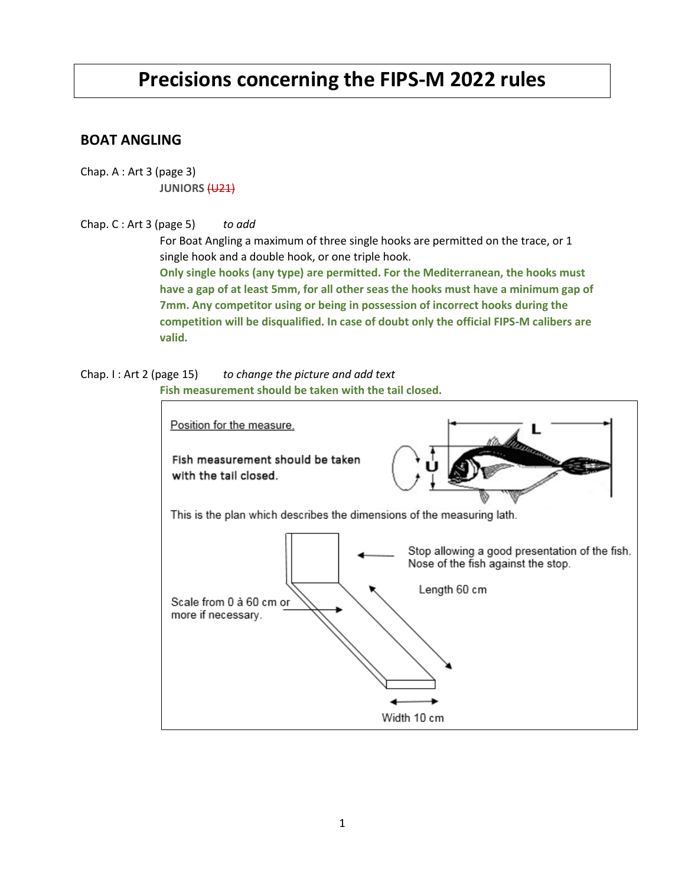# Precisions concerning the FIPS-M 2022 rules

## BOAT ANGLING

Chap. A : Art 3 (page 3)

**JUNIORS** ~~(U21)~~

Chap. C : Art 3 (page 5) *to add*

For Boat Angling a maximum of three single hooks are permitted on the trace, or 1 single hook and a double hook, or one triple hook.

**Only single hooks (any type) are permitted. For the Mediterranean, the hooks must have a gap of at least 5mm, for all other seas the hooks must have a minimum gap of 7mm. Any competitor using or being in possession of incorrect hooks during the competition will be disqualified. In case of doubt only the official FIPS-M calibers are valid.**

Chap. I : Art 2 (page 15) *to change the picture and add text*

**Fish measurement should be taken with the tail closed.**

Position for the measure.

Fish measurement should be taken with the tail closed.

L

U

This is the plan which describes the dimensions of the measuring lath.

Stop allowing a good presentation of the fish. Nose of the fish against the stop.

Length 60 cm

Scale from 0 à 60 cm or more if necessary.

Width 10 cm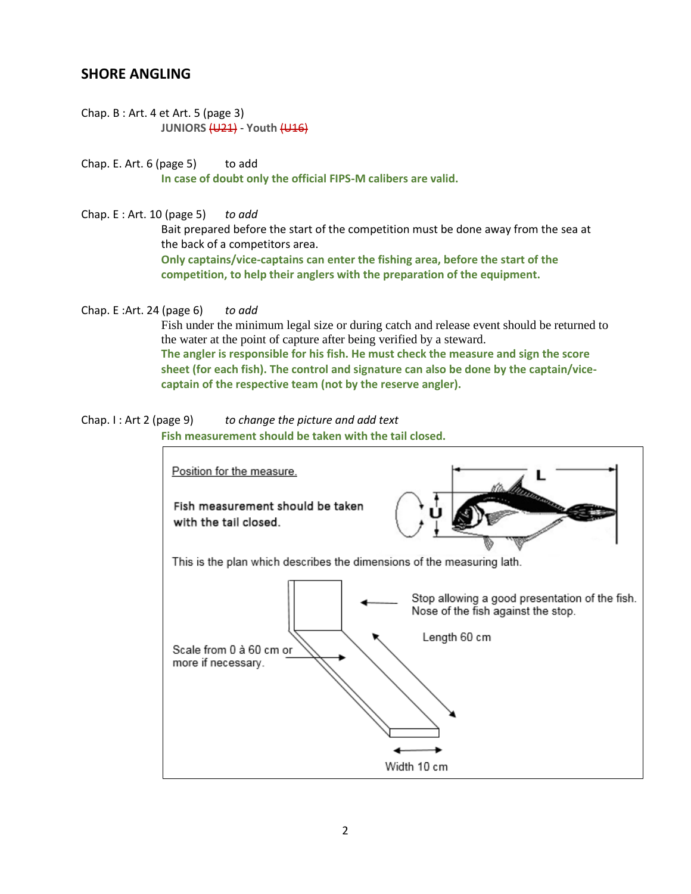## SHORE ANGLING

Chap. B : Art. 4 et Art. 5 (page 3)

**JUNIORS ~~(U21)~~ - Youth ~~(U16)~~**

Chap. E. Art. 6 (page 5) to add

**In case of doubt only the official FIPS-M calibers are valid.**

Chap. E : Art. 10 (page 5) *to add*

Bait prepared before the start of the competition must be done away from the sea at the back of a competitors area.

**Only captains/vice-captains can enter the fishing area, before the start of the competition, to help their anglers with the preparation of the equipment.**

Chap. E :Art. 24 (page 6) *to add*

Fish under the minimum legal size or during catch and release event should be returned to the water at the point of capture after being verified by a steward.

**The angler is responsible for his fish. He must check the measure and sign the score sheet (for each fish). The control and signature can also be done by the captain/vice-captain of the respective team (not by the reserve angler).**

Chap. I : Art 2 (page 9) *to change the picture and add text*

**Fish measurement should be taken with the tail closed.**

Position for the measure.

Fish measurement should be taken with the tail closed.

L

U

This is the plan which describes the dimensions of the measuring lath.

Stop allowing a good presentation of the fish. Nose of the fish against the stop.

Length 60 cm

Scale from 0 à 60 cm or more if necessary.

Width 10 cm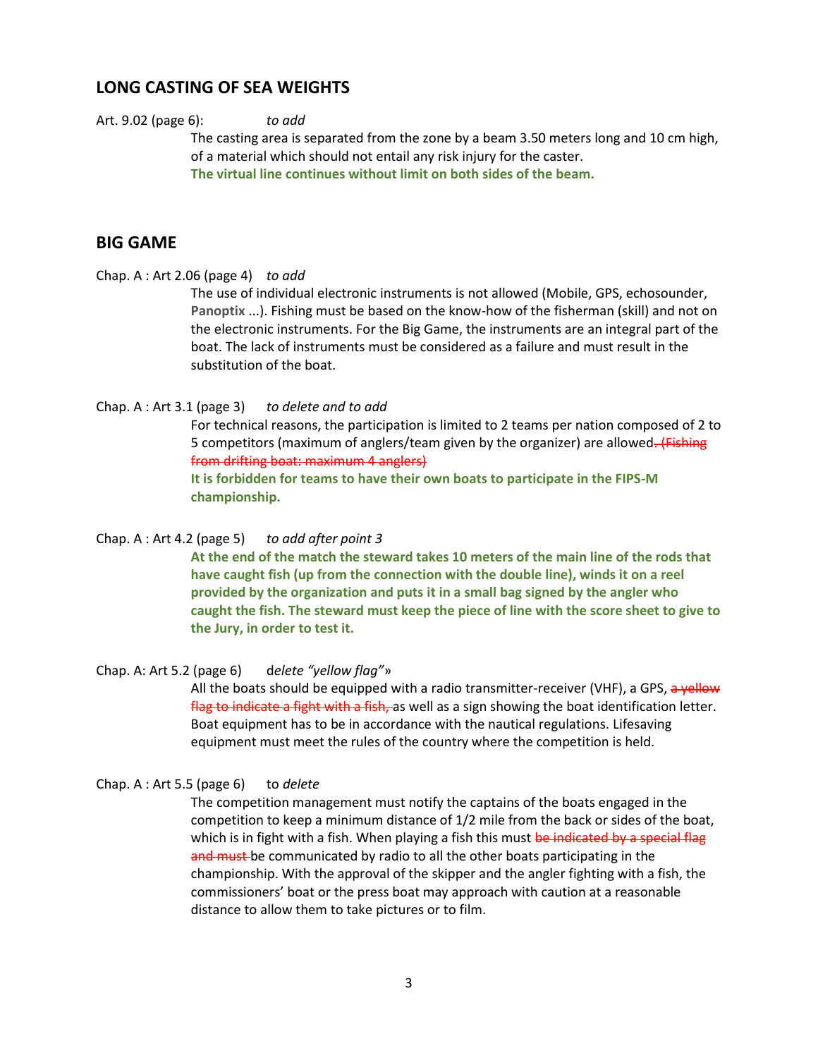## LONG CASTING OF SEA WEIGHTS

Art. 9.02 (page 6): *to add*

The casting area is separated from the zone by a beam 3.50 meters long and 10 cm high, of a material which should not entail any risk injury for the caster.
**The virtual line continues without limit on both sides of the beam.**

## BIG GAME

Chap. A : Art 2.06 (page 4) *to add*

The use of individual electronic instruments is not allowed (Mobile, GPS, echosounder, **Panoptix** ...). Fishing must be based on the know-how of the fisherman (skill) and not on the electronic instruments. For the Big Game, the instruments are an integral part of the boat. The lack of instruments must be considered as a failure and must result in the substitution of the boat.

Chap. A : Art 3.1 (page 3) *to delete and to add*

For technical reasons, the participation is limited to 2 teams per nation composed of 2 to 5 competitors (maximum of anglers/team given by the organizer) are allowed~~. (Fishing from drifting boat: maximum 4 anglers)~~
**It is forbidden for teams to have their own boats to participate in the FIPS-M championship.**

Chap. A : Art 4.2 (page 5) *to add after point 3*

**At the end of the match the steward takes 10 meters of the main line of the rods that have caught fish (up from the connection with the double line), winds it on a reel provided by the organization and puts it in a small bag signed by the angler who caught the fish. The steward must keep the piece of line with the score sheet to give to the Jury, in order to test it.**

Chap. A: Art 5.2 (page 6) d*elete "yellow flag"*»

All the boats should be equipped with a radio transmitter-receiver (VHF), a GPS, ~~a yellow flag to indicate a fight with a fish,~~ as well as a sign showing the boat identification letter. Boat equipment has to be in accordance with the nautical regulations. Lifesaving equipment must meet the rules of the country where the competition is held.

Chap. A : Art 5.5 (page 6) to *delete*

The competition management must notify the captains of the boats engaged in the competition to keep a minimum distance of 1/2 mile from the back or sides of the boat, which is in fight with a fish. When playing a fish this must ~~be indicated by a special flag and must~~ be communicated by radio to all the other boats participating in the championship. With the approval of the skipper and the angler fighting with a fish, the commissioners' boat or the press boat may approach with caution at a reasonable distance to allow them to take pictures or to film.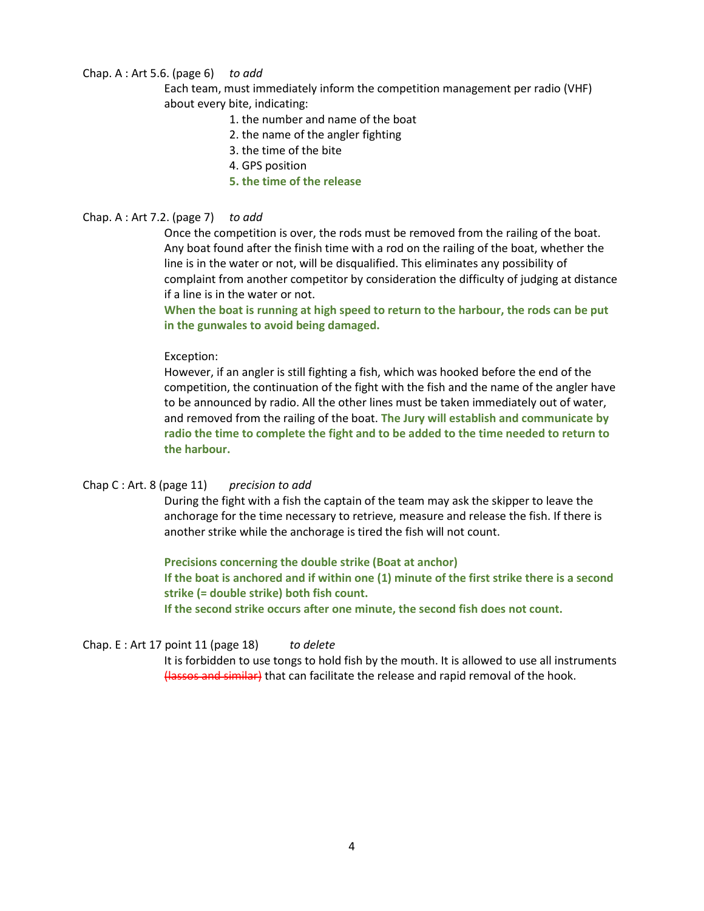Chap. A : Art 5.6. (page 6) *to add*

Each team, must immediately inform the competition management per radio (VHF) about every bite, indicating:

1. the number and name of the boat
2. the name of the angler fighting
3. the time of the bite
4. GPS position
5. **the time of the release**

Chap. A : Art 7.2. (page 7) *to add*

Once the competition is over, the rods must be removed from the railing of the boat. Any boat found after the finish time with a rod on the railing of the boat, whether the line is in the water or not, will be disqualified. This eliminates any possibility of complaint from another competitor by consideration the difficulty of judging at distance if a line is in the water or not.

**When the boat is running at high speed to return to the harbour, the rods can be put in the gunwales to avoid being damaged.**

Exception:

However, if an angler is still fighting a fish, which was hooked before the end of the competition, the continuation of the fight with the fish and the name of the angler have to be announced by radio. All the other lines must be taken immediately out of water, and removed from the railing of the boat. **The Jury will establish and communicate by radio the time to complete the fight and to be added to the time needed to return to the harbour.**

Chap C : Art. 8 (page 11) *precision to add*

During the fight with a fish the captain of the team may ask the skipper to leave the anchorage for the time necessary to retrieve, measure and release the fish. If there is another strike while the anchorage is tired the fish will not count.

**Precisions concerning the double strike (Boat at anchor)**
**If the boat is anchored and if within one (1) minute of the first strike there is a second strike (= double strike) both fish count.**
**If the second strike occurs after one minute, the second fish does not count.**

Chap. E : Art 17 point 11 (page 18) *to delete*

It is forbidden to use tongs to hold fish by the mouth. It is allowed to use all instruments ~~(lassos and similar)~~ that can facilitate the release and rapid removal of the hook.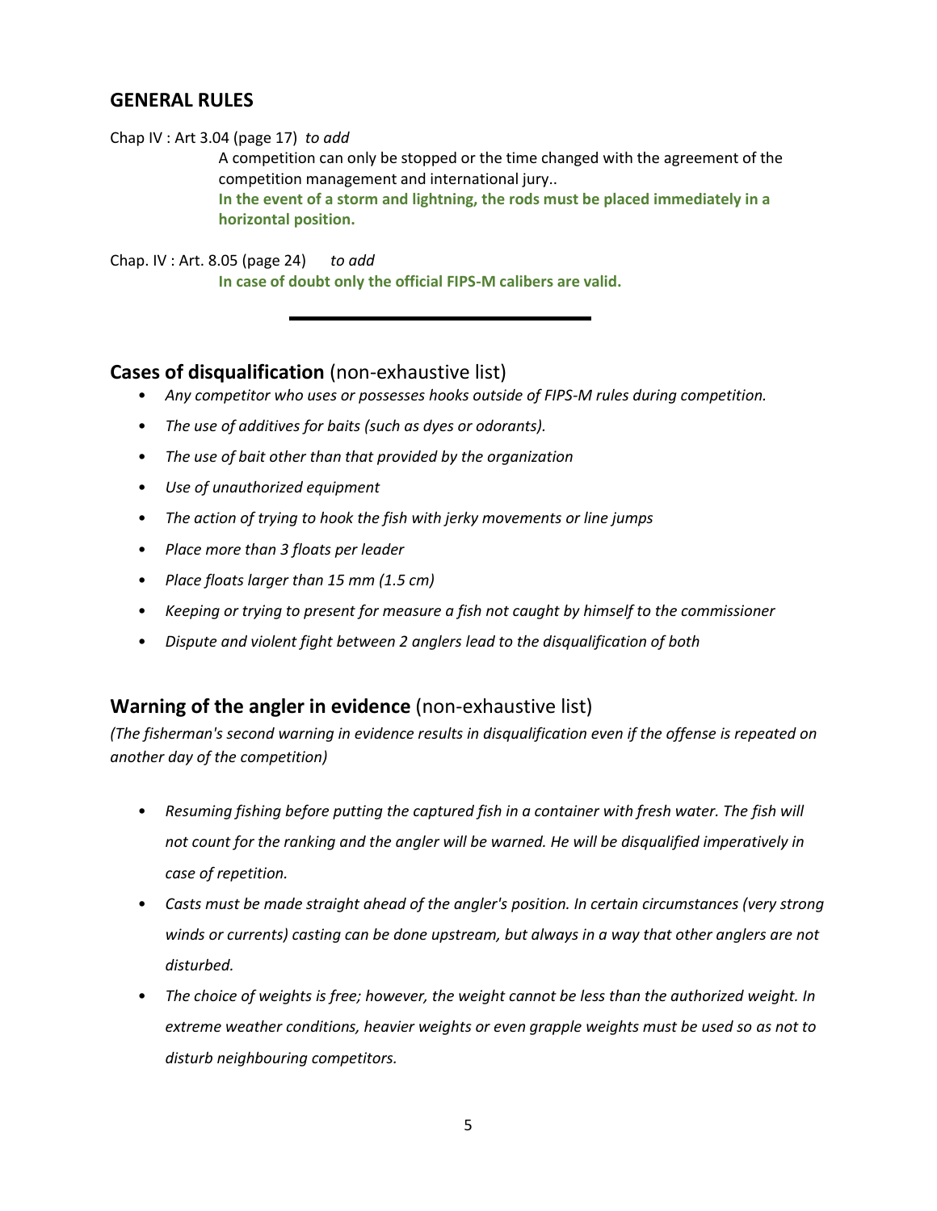## GENERAL RULES

Chap IV : Art 3.04 (page 17) *to add*

A competition can only be stopped or the time changed with the agreement of the competition management and international jury..

**In the event of a storm and lightning, the rods must be placed immediately in a horizontal position.**

Chap. IV : Art. 8.05 (page 24) *to add*

**In case of doubt only the official FIPS-M calibers are valid.**

---

## **Cases of disqualification** (non-exhaustive list)

- *Any competitor who uses or possesses hooks outside of FIPS-M rules during competition.*
- *The use of additives for baits (such as dyes or odorants).*
- *The use of bait other than that provided by the organization*
- *Use of unauthorized equipment*
- *The action of trying to hook the fish with jerky movements or line jumps*
- *Place more than 3 floats per leader*
- *Place floats larger than 15 mm (1.5 cm)*
- *Keeping or trying to present for measure a fish not caught by himself to the commissioner*
- *Dispute and violent fight between 2 anglers lead to the disqualification of both*

## **Warning of the angler in evidence** (non-exhaustive list)

*(The fisherman's second warning in evidence results in disqualification even if the offense is repeated on another day of the competition)*

- *Resuming fishing before putting the captured fish in a container with fresh water. The fish will not count for the ranking and the angler will be warned. He will be disqualified imperatively in case of repetition.*
- *Casts must be made straight ahead of the angler's position. In certain circumstances (very strong winds or currents) casting can be done upstream, but always in a way that other anglers are not disturbed.*
- *The choice of weights is free; however, the weight cannot be less than the authorized weight. In extreme weather conditions, heavier weights or even grapple weights must be used so as not to disturb neighbouring competitors.*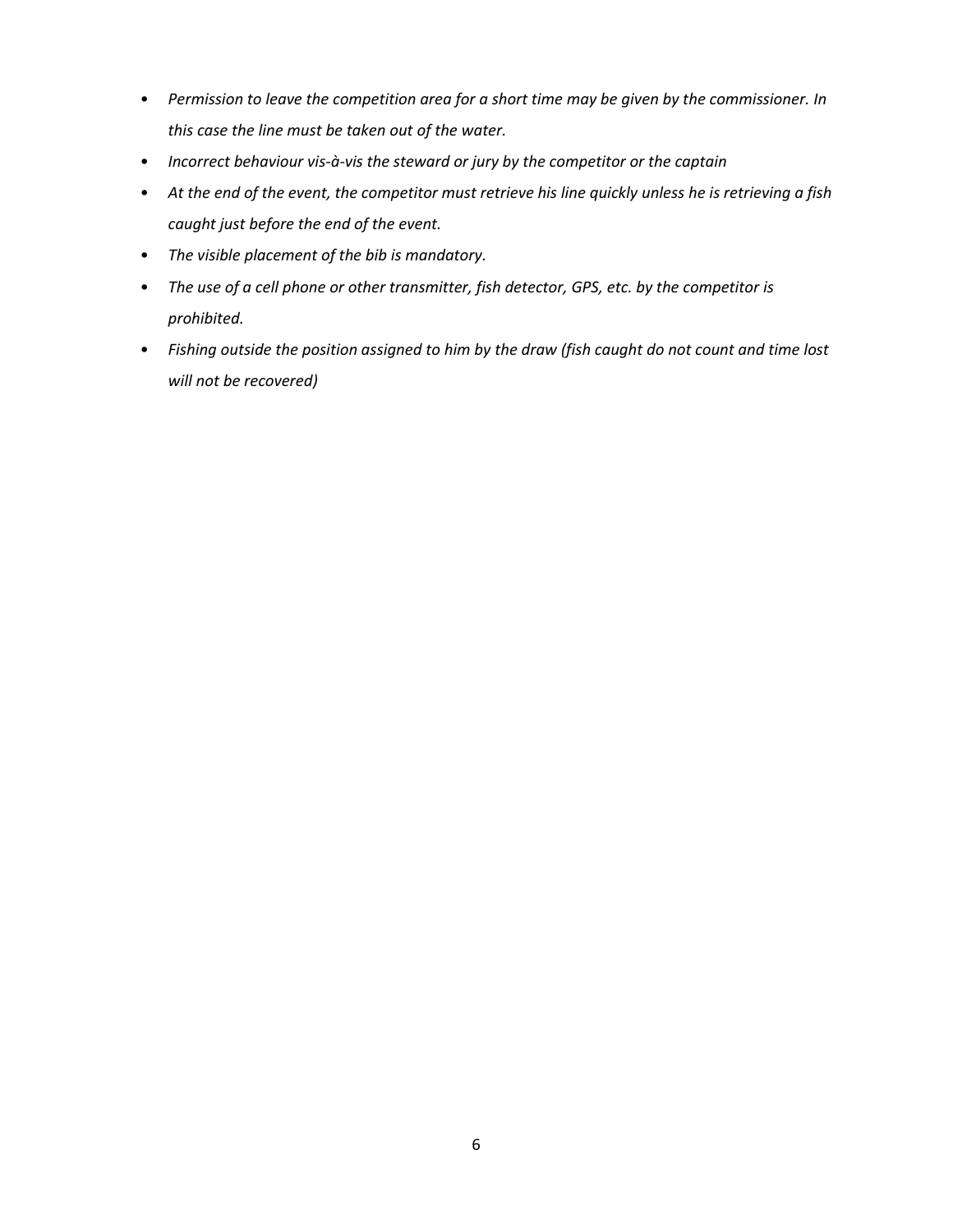- *Permission to leave the competition area for a short time may be given by the commissioner. In this case the line must be taken out of the water.*
- *Incorrect behaviour vis-à-vis the steward or jury by the competitor or the captain*
- *At the end of the event, the competitor must retrieve his line quickly unless he is retrieving a fish caught just before the end of the event.*
- *The visible placement of the bib is mandatory.*
- *The use of a cell phone or other transmitter, fish detector, GPS, etc. by the competitor is prohibited.*
- *Fishing outside the position assigned to him by the draw (fish caught do not count and time lost will not be recovered)*